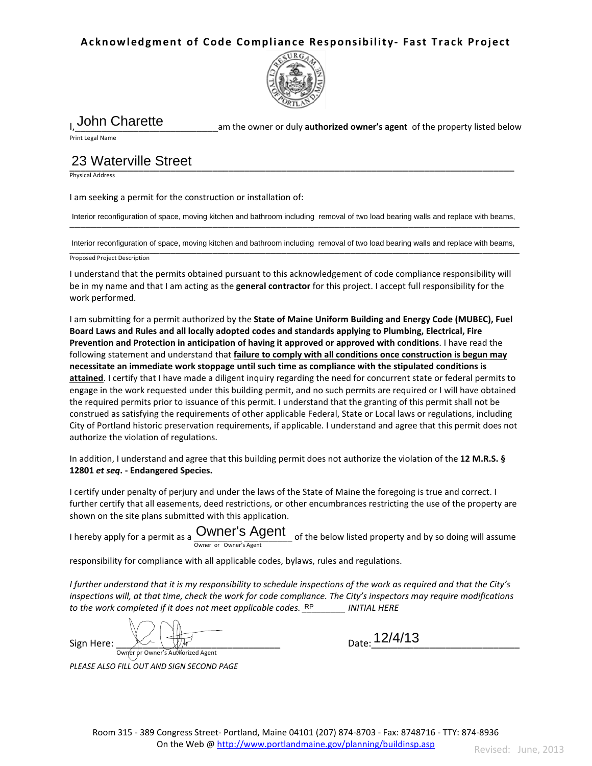# Acknowledgment of Code Compliance Responsibility- Fast Track Project

I, John Charette am the owner or duly **authorized owner's agent** of the property listed below

Print Legal Name

23 Waterville Street

Physical Address

I am seeking a permit for the construction or installation of:

Interior reconfiguration of space, moving kitchen and bathroom including removal of two load bearing walls and replace with beams,

Interior reconfiguration of space, moving kitchen and bathroom including removal of two load bearing walls and replace with beams,

Proposed Project Description

I understand that the permits obtained pursuant to this acknowledgement of code compliance responsibility will be in my name and that I am acting as the **general contractor** for this project. I accept full responsibility for the work performed.

I am submitting for a permit authorized by the **State of Maine Uniform Building and Energy Code (MUBEC), Fuel Board Laws and Rules and all locally adopted codes and standards applying to Plumbing, Electrical, Fire Prevention and Protection in anticipation of having it approved or approved with conditions**. I have read the following statement and understand that **failure to comply with all conditions once construction is begun may necessitate an immediate work stoppage until such time as compliance with the stipulated conditions is attained**. I certify that I have made a diligent inquiry regarding the need for concurrent state or federal permits to engage in the work requested under this building permit, and no such permits are required or I will have obtained the required permits prior to issuance of this permit. I understand that the granting of this permit shall not be construed as satisfying the requirements of other applicable Federal, State or Local laws or regulations, including City of Portland historic preservation requirements, if applicable. I understand and agree that this permit does not authorize the violation of regulations.

In addition, I understand and agree that this building permit does not authorize the violation of the **12 M.R.S. § 12801 *et seq*. - Endangered Species.**

I certify under penalty of perjury and under the laws of the State of Maine the foregoing is true and correct. I further certify that all easements, deed restrictions, or other encumbrances restricting the use of the property are shown on the site plans submitted with this application.

I hereby apply for a permit as a Owner's Agent of the below listed property and by so doing will assume

Owner or Owner's Agent

responsibility for compliance with all applicable codes, bylaws, rules and regulations.

*I further understand that it is my responsibility to schedule inspections of the work as required and that the City's inspections will, at that time, check the work for code compliance. The City's inspectors may require modifications to the work completed if it does not meet applicable codes.* RP *INITIAL HERE*

Sign Here: [signature]

Owner or Owner's Authorized Agent

Date: 12/4/13

*PLEASE ALSO FILL OUT AND SIGN SECOND PAGE*

Room 315 - 389 Congress Street- Portland, Maine 04101 (207) 874-8703 - Fax: 8748716 - TTY: 874-8936
On the Web @ http://www.portlandmaine.gov/planning/buildinsp.asp

Revised: June, 2013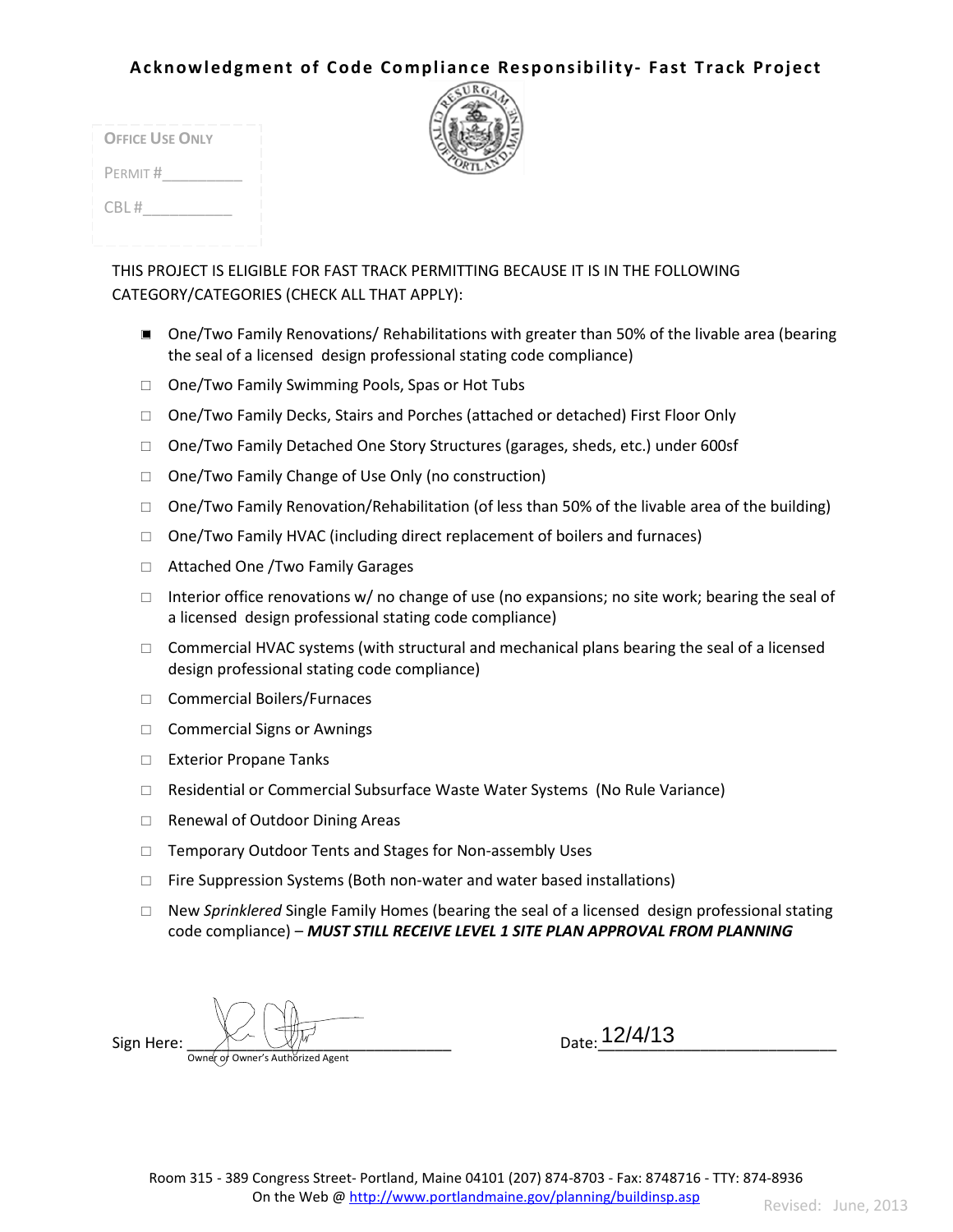# Acknowledgment of Code Compliance Responsibility- Fast Track Project

OFFICE USE ONLY

PERMIT #__________

CBL #___________

THIS PROJECT IS ELIGIBLE FOR FAST TRACK PERMITTING BECAUSE IT IS IN THE FOLLOWING CATEGORY/CATEGORIES (CHECK ALL THAT APPLY):

- ■ One/Two Family Renovations/ Rehabilitations with greater than 50% of the livable area (bearing the seal of a licensed design professional stating code compliance)
- □ One/Two Family Swimming Pools, Spas or Hot Tubs
- □ One/Two Family Decks, Stairs and Porches (attached or detached) First Floor Only
- □ One/Two Family Detached One Story Structures (garages, sheds, etc.) under 600sf
- □ One/Two Family Change of Use Only (no construction)
- □ One/Two Family Renovation/Rehabilitation (of less than 50% of the livable area of the building)
- □ One/Two Family HVAC (including direct replacement of boilers and furnaces)
- □ Attached One /Two Family Garages
- □ Interior office renovations w/ no change of use (no expansions; no site work; bearing the seal of a licensed design professional stating code compliance)
- □ Commercial HVAC systems (with structural and mechanical plans bearing the seal of a licensed design professional stating code compliance)
- □ Commercial Boilers/Furnaces
- □ Commercial Signs or Awnings
- □ Exterior Propane Tanks
- □ Residential or Commercial Subsurface Waste Water Systems (No Rule Variance)
- □ Renewal of Outdoor Dining Areas
- □ Temporary Outdoor Tents and Stages for Non-assembly Uses
- □ Fire Suppression Systems (Both non-water and water based installations)
- □ New *Sprinklered* Single Family Homes (bearing the seal of a licensed design professional stating code compliance) – ***MUST STILL RECEIVE LEVEL 1 SITE PLAN APPROVAL FROM PLANNING***

Sign Here: ______________________________ Date: 12/4/13
Owner or Owner's Authorized Agent

Room 315 - 389 Congress Street- Portland, Maine 04101 (207) 874-8703 - Fax: 8748716 - TTY: 874-8936
On the Web @ http://www.portlandmaine.gov/planning/buildinsp.asp

Revised: June, 2013